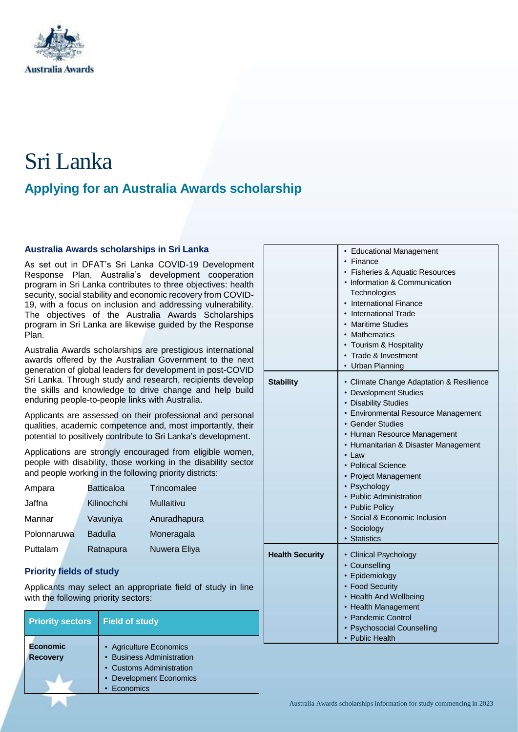Australia Awards

# Sri Lanka

## Applying for an Australia Awards scholarship

### Australia Awards scholarships in Sri Lanka

As set out in DFAT's Sri Lanka COVID-19 Development Response Plan, Australia's development cooperation program in Sri Lanka contributes to three objectives: health security, social stability and economic recovery from COVID-19, with a focus on inclusion and addressing vulnerability. The objectives of the Australia Awards Scholarships program in Sri Lanka are likewise guided by the Response Plan.

Australia Awards scholarships are prestigious international awards offered by the Australian Government to the next generation of global leaders for development in post-COVID Sri Lanka. Through study and research, recipients develop the skills and knowledge to drive change and help build enduring people-to-people links with Australia.

Applicants are assessed on their professional and personal qualities, academic competence and, most importantly, their potential to positively contribute to Sri Lanka's development.

Applications are strongly encouraged from eligible women, people with disability, those working in the disability sector and people working in the following priority districts:

| | | |
|---|---|---|
| Ampara | Batticaloa | Trincomalee |
| Jaffna | Kilinochchi | Mullaitivu |
| Mannar | Vavuniya | Anuradhapura |
| Polonnaruwa | Badulla | Moneragala |
| Puttalam | Ratnapura | Nuwera Eliya |

### Priority fields of study

Applicants may select an appropriate field of study in line with the following priority sectors:

| Priority sectors | Field of study |
|---|---|
| **Economic Recovery** | • Agriculture Economics<br>• Business Administration<br>• Customs Administration<br>• Development Economics<br>• Economics<br>• Educational Management<br>• Finance<br>• Fisheries & Aquatic Resources<br>• Information & Communication Technologies<br>• International Finance<br>• International Trade<br>• Maritime Studies<br>• Mathematics<br>• Tourism & Hospitality<br>• Trade & Investment<br>• Urban Planning |
| **Stability** | • Climate Change Adaptation & Resilience<br>• Development Studies<br>• Disability Studies<br>• Environmental Resource Management<br>• Gender Studies<br>• Human Resource Management<br>• Humanitarian & Disaster Management<br>• Law<br>• Political Science<br>• Project Management<br>• Psychology<br>• Public Administration<br>• Public Policy<br>• Social & Economic Inclusion<br>• Sociology<br>• Statistics |
| **Health Security** | • Clinical Psychology<br>• Counselling<br>• Epidemiology<br>• Food Security<br>• Health And Wellbeing<br>• Health Management<br>• Pandemic Control<br>• Psychosocial Counselling<br>• Public Health |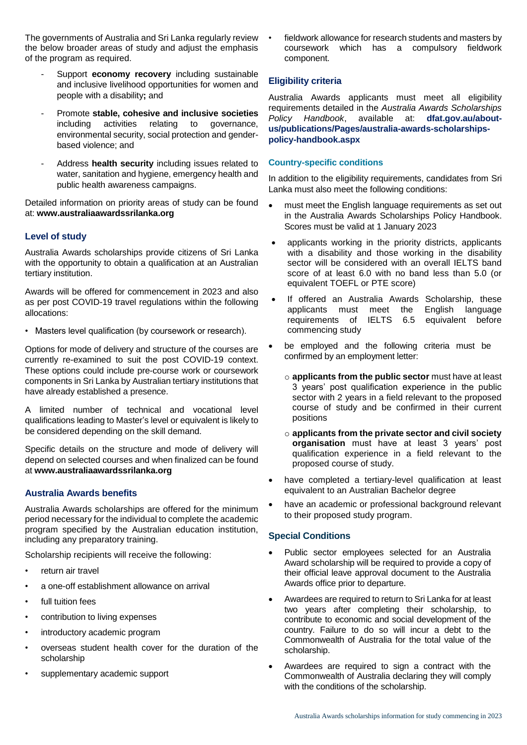The governments of Australia and Sri Lanka regularly review the below broader areas of study and adjust the emphasis of the program as required.

- Support **economy recovery** including sustainable and inclusive livelihood opportunities for women and people with a disability**;** and
- Promote **stable, cohesive and inclusive societies** including activities relating to governance, environmental security, social protection and gender-based violence; and
- Address **health security** including issues related to water, sanitation and hygiene, emergency health and public health awareness campaigns.

Detailed information on priority areas of study can be found at: **www.australiaawardssrilanka.org**

## Level of study

Australia Awards scholarships provide citizens of Sri Lanka with the opportunity to obtain a qualification at an Australian tertiary institution.

Awards will be offered for commencement in 2023 and also as per post COVID-19 travel regulations within the following allocations:

- Masters level qualification (by coursework or research).

Options for mode of delivery and structure of the courses are currently re-examined to suit the post COVID-19 context. These options could include pre-course work or coursework components in Sri Lanka by Australian tertiary institutions that have already established a presence.

A limited number of technical and vocational level qualifications leading to Master's level or equivalent is likely to be considered depending on the skill demand.

Specific details on the structure and mode of delivery will depend on selected courses and when finalized can be found at **www.australiaawardssrilanka.org**

## Australia Awards benefits

Australia Awards scholarships are offered for the minimum period necessary for the individual to complete the academic program specified by the Australian education institution, including any preparatory training.

Scholarship recipients will receive the following:

- return air travel
- a one-off establishment allowance on arrival
- full tuition fees
- contribution to living expenses
- introductory academic program
- overseas student health cover for the duration of the scholarship
- supplementary academic support
- fieldwork allowance for research students and masters by coursework which has a compulsory fieldwork component.

## Eligibility criteria

Australia Awards applicants must meet all eligibility requirements detailed in the *Australia Awards Scholarships Policy Handbook*, available at: **dfat.gov.au/about-us/publications/Pages/australia-awards-scholarships-policy-handbook.aspx**

### Country-specific conditions

In addition to the eligibility requirements, candidates from Sri Lanka must also meet the following conditions:

- must meet the English language requirements as set out in the Australia Awards Scholarships Policy Handbook. Scores must be valid at 1 January 2023
- applicants working in the priority districts, applicants with a disability and those working in the disability sector will be considered with an overall IELTS band score of at least 6.0 with no band less than 5.0 (or equivalent TOEFL or PTE score)
- If offered an Australia Awards Scholarship, these applicants must meet the English language requirements of IELTS 6.5 equivalent before commencing study
- be employed and the following criteria must be confirmed by an employment letter:
  - **applicants from the public sector** must have at least 3 years' post qualification experience in the public sector with 2 years in a field relevant to the proposed course of study and be confirmed in their current positions
  - **applicants from the private sector and civil society organisation** must have at least 3 years' post qualification experience in a field relevant to the proposed course of study.
- have completed a tertiary-level qualification at least equivalent to an Australian Bachelor degree
- have an academic or professional background relevant to their proposed study program.

## Special Conditions

- Public sector employees selected for an Australia Award scholarship will be required to provide a copy of their official leave approval document to the Australia Awards office prior to departure.
- Awardees are required to return to Sri Lanka for at least two years after completing their scholarship, to contribute to economic and social development of the country. Failure to do so will incur a debt to the Commonwealth of Australia for the total value of the scholarship.
- Awardees are required to sign a contract with the Commonwealth of Australia declaring they will comply with the conditions of the scholarship.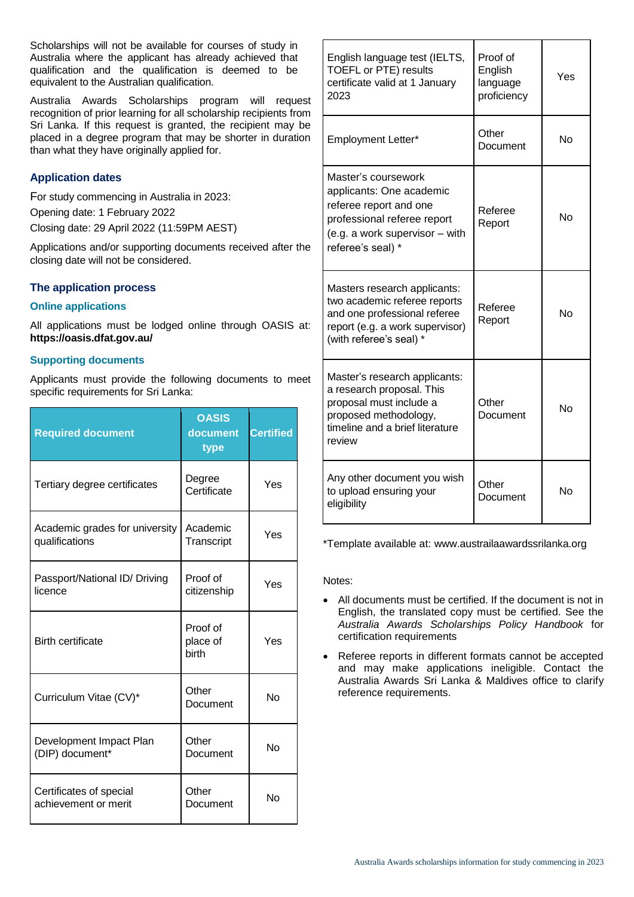Scholarships will not be available for courses of study in Australia where the applicant has already achieved that qualification and the qualification is deemed to be equivalent to the Australian qualification.

Australia Awards Scholarships program will request recognition of prior learning for all scholarship recipients from Sri Lanka. If this request is granted, the recipient may be placed in a degree program that may be shorter in duration than what they have originally applied for.

### Application dates

For study commencing in Australia in 2023:

Opening date: 1 February 2022

Closing date: 29 April 2022 (11:59PM AEST)

Applications and/or supporting documents received after the closing date will not be considered.

### The application process

#### Online applications

All applications must be lodged online through OASIS at: **https://oasis.dfat.gov.au/**

#### Supporting documents

Applicants must provide the following documents to meet specific requirements for Sri Lanka:

| Required document | OASIS document type | Certified |
|---|---|---|
| Tertiary degree certificates | Degree Certificate | Yes |
| Academic grades for university qualifications | Academic Transcript | Yes |
| Passport/National ID/ Driving licence | Proof of citizenship | Yes |
| Birth certificate | Proof of place of birth | Yes |
| Curriculum Vitae (CV)* | Other Document | No |
| Development Impact Plan (DIP) document* | Other Document | No |
| Certificates of special achievement or merit | Other Document | No |
| English language test (IELTS, TOEFL or PTE) results certificate valid at 1 January 2023 | Proof of English language proficiency | Yes |
| Employment Letter* | Other Document | No |
| Master's coursework applicants: One academic referee report and one professional referee report (e.g. a work supervisor – with referee's seal) * | Referee Report | No |
| Masters research applicants: two academic referee reports and one professional referee report (e.g. a work supervisor) (with referee's seal) * | Referee Report | No |
| Master's research applicants: a research proposal. This proposal must include a proposed methodology, timeline and a brief literature review | Other Document | No |
| Any other document you wish to upload ensuring your eligibility | Other Document | No |

*Template available at: www.austrailaawardssrilanka.org

Notes:

- All documents must be certified. If the document is not in English, the translated copy must be certified. See the *Australia Awards Scholarships Policy Handbook* for certification requirements
- Referee reports in different formats cannot be accepted and may make applications ineligible. Contact the Australia Awards Sri Lanka & Maldives office to clarify reference requirements.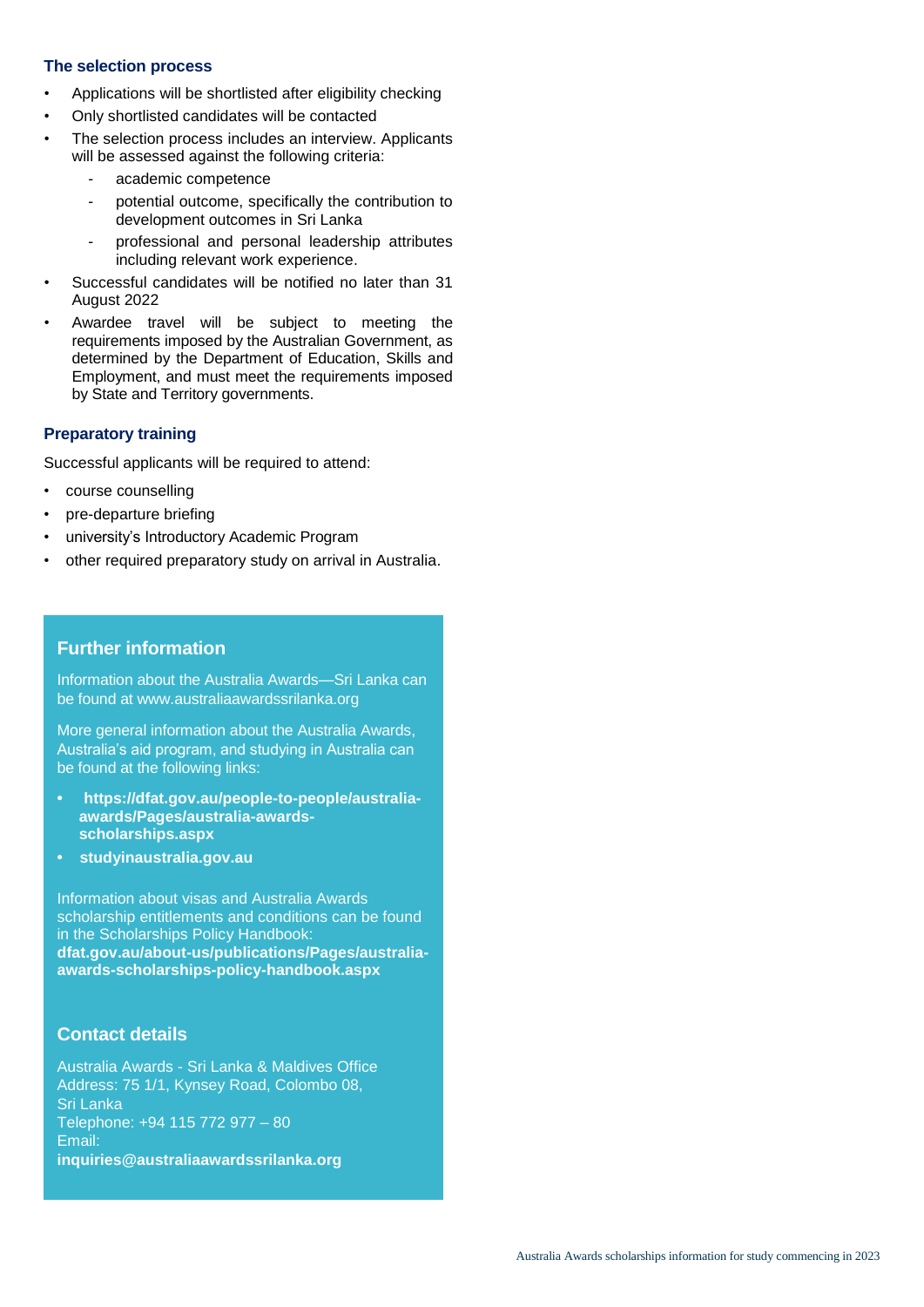### The selection process

- Applications will be shortlisted after eligibility checking
- Only shortlisted candidates will be contacted
- The selection process includes an interview. Applicants will be assessed against the following criteria:
  - academic competence
  - potential outcome, specifically the contribution to development outcomes in Sri Lanka
  - professional and personal leadership attributes including relevant work experience.
- Successful candidates will be notified no later than 31 August 2022
- Awardee travel will be subject to meeting the requirements imposed by the Australian Government, as determined by the Department of Education, Skills and Employment, and must meet the requirements imposed by State and Territory governments.

### Preparatory training

Successful applicants will be required to attend:

- course counselling
- pre-departure briefing
- university's Introductory Academic Program
- other required preparatory study on arrival in Australia.

## Further information

Information about the Australia Awards—Sri Lanka can be found at www.australiaawardssrilanka.org

More general information about the Australia Awards, Australia's aid program, and studying in Australia can be found at the following links:

- **https://dfat.gov.au/people-to-people/australia-awards/Pages/australia-awards-scholarships.aspx**
- **studyinaustralia.gov.au**

Information about visas and Australia Awards scholarship entitlements and conditions can be found in the Scholarships Policy Handbook: **dfat.gov.au/about-us/publications/Pages/australia-awards-scholarships-policy-handbook.aspx**

## Contact details

Australia Awards - Sri Lanka & Maldives Office
Address: 75 1/1, Kynsey Road, Colombo 08, Sri Lanka
Telephone: +94 115 772 977 – 80
Email:
**inquiries@australiaawardssrilanka.org**